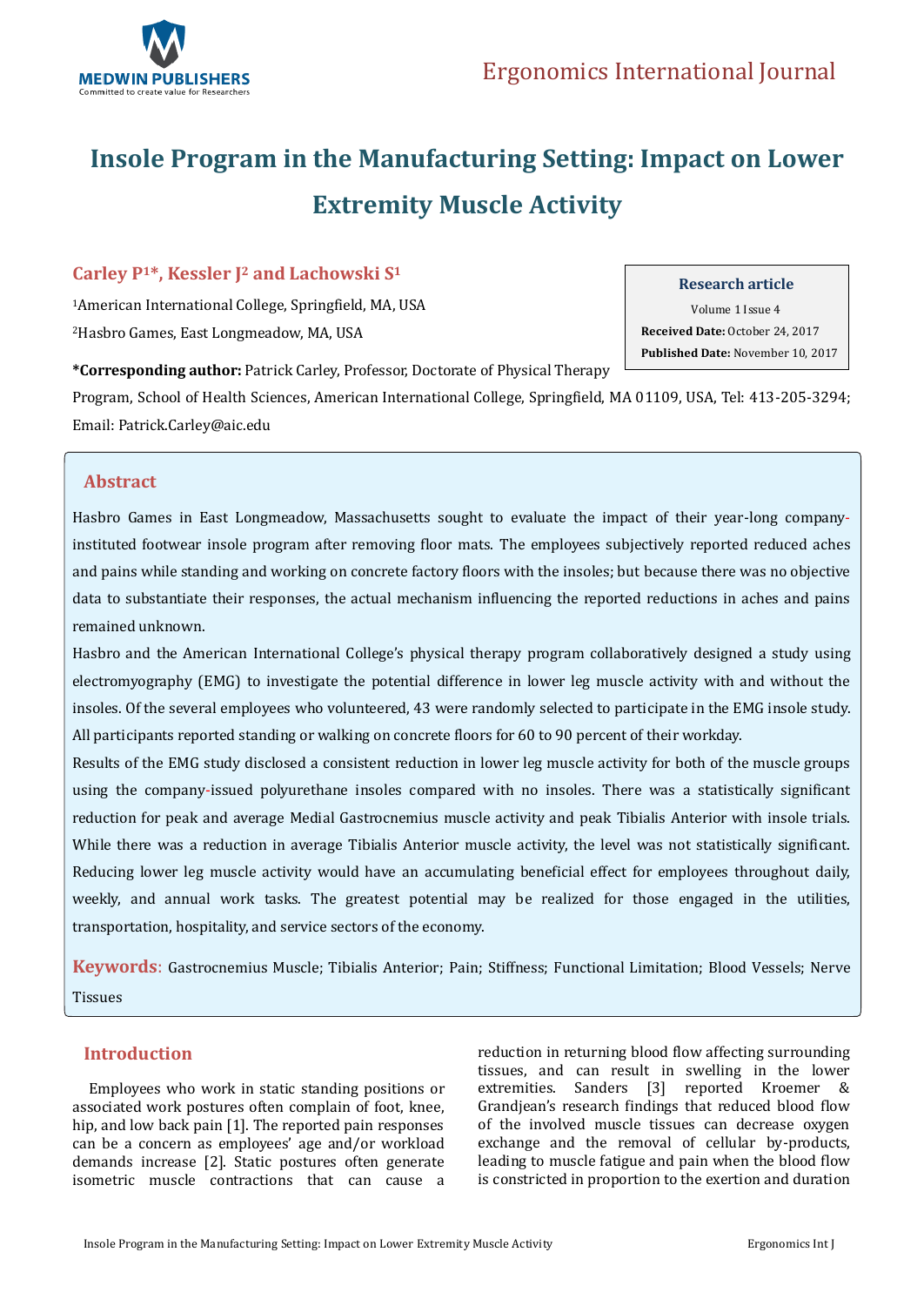Ergonomics International Journal

# Insole Program in the Manufacturing Setting: Impact on Lower Extremity Muscle Activity

**Carley P[1]*, Kessler J[2] and Lachowski S[1]**

[1]American International College, Springfield, MA, USA

[2]Hasbro Games, East Longmeadow, MA, USA

**\*Corresponding author:** Patrick Carley, Professor, Doctorate of Physical Therapy Program, School of Health Sciences, American International College, Springfield, MA 01109, USA, Tel: 413-205-3294; Email: Patrick.Carley@aic.edu

**Research article**

Volume 1 Issue 4

**Received Date:** October 24, 2017

**Published Date:** November 10, 2017

## Abstract

Hasbro Games in East Longmeadow, Massachusetts sought to evaluate the impact of their year-long company-instituted footwear insole program after removing floor mats. The employees subjectively reported reduced aches and pains while standing and working on concrete factory floors with the insoles; but because there was no objective data to substantiate their responses, the actual mechanism influencing the reported reductions in aches and pains remained unknown.

Hasbro and the American International College's physical therapy program collaboratively designed a study using electromyography (EMG) to investigate the potential difference in lower leg muscle activity with and without the insoles. Of the several employees who volunteered, 43 were randomly selected to participate in the EMG insole study. All participants reported standing or walking on concrete floors for 60 to 90 percent of their workday.

Results of the EMG study disclosed a consistent reduction in lower leg muscle activity for both of the muscle groups using the company-issued polyurethane insoles compared with no insoles. There was a statistically significant reduction for peak and average Medial Gastrocnemius muscle activity and peak Tibialis Anterior with insole trials. While there was a reduction in average Tibialis Anterior muscle activity, the level was not statistically significant. Reducing lower leg muscle activity would have an accumulating beneficial effect for employees throughout daily, weekly, and annual work tasks. The greatest potential may be realized for those engaged in the utilities, transportation, hospitality, and service sectors of the economy.

**Keywords:** Gastrocnemius Muscle; Tibialis Anterior; Pain; Stiffness; Functional Limitation; Blood Vessels; Nerve Tissues

## Introduction

Employees who work in static standing positions or associated work postures often complain of foot, knee, hip, and low back pain [1]. The reported pain responses can be a concern as employees' age and/or workload demands increase [2]. Static postures often generate isometric muscle contractions that can cause a reduction in returning blood flow affecting surrounding tissues, and can result in swelling in the lower extremities. Sanders [3] reported Kroemer & Grandjean's research findings that reduced blood flow of the involved muscle tissues can decrease oxygen exchange and the removal of cellular by-products, leading to muscle fatigue and pain when the blood flow is constricted in proportion to the exertion and duration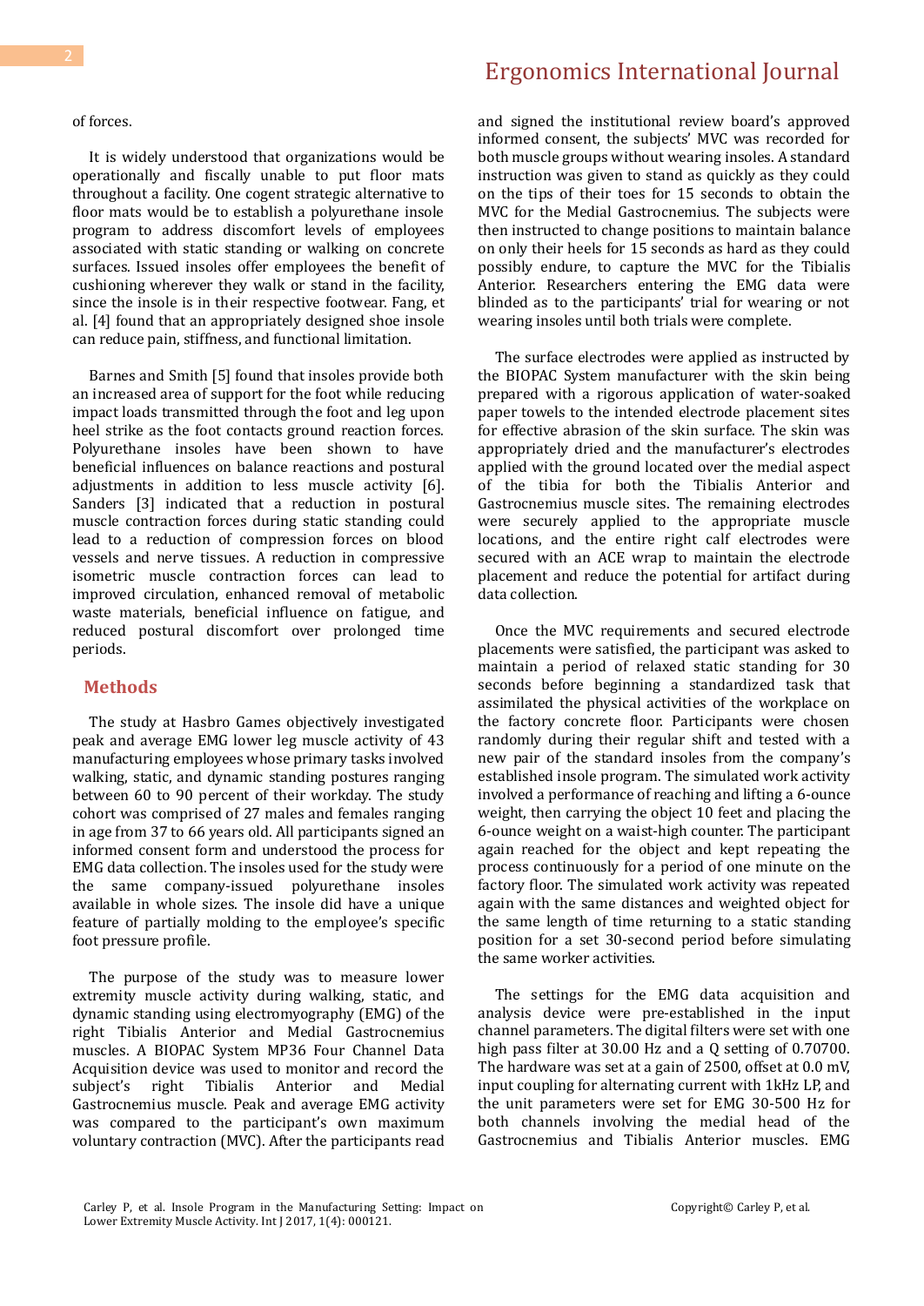of forces.

It is widely understood that organizations would be operationally and fiscally unable to put floor mats throughout a facility. One cogent strategic alternative to floor mats would be to establish a polyurethane insole program to address discomfort levels of employees associated with static standing or walking on concrete surfaces. Issued insoles offer employees the benefit of cushioning wherever they walk or stand in the facility, since the insole is in their respective footwear. Fang, et al. [4] found that an appropriately designed shoe insole can reduce pain, stiffness, and functional limitation.

Barnes and Smith [5] found that insoles provide both an increased area of support for the foot while reducing impact loads transmitted through the foot and leg upon heel strike as the foot contacts ground reaction forces. Polyurethane insoles have been shown to have beneficial influences on balance reactions and postural adjustments in addition to less muscle activity [6]. Sanders [3] indicated that a reduction in postural muscle contraction forces during static standing could lead to a reduction of compression forces on blood vessels and nerve tissues. A reduction in compressive isometric muscle contraction forces can lead to improved circulation, enhanced removal of metabolic waste materials, beneficial influence on fatigue, and reduced postural discomfort over prolonged time periods.

## Methods

The study at Hasbro Games objectively investigated peak and average EMG lower leg muscle activity of 43 manufacturing employees whose primary tasks involved walking, static, and dynamic standing postures ranging between 60 to 90 percent of their workday. The study cohort was comprised of 27 males and females ranging in age from 37 to 66 years old. All participants signed an informed consent form and understood the process for EMG data collection. The insoles used for the study were the same company-issued polyurethane insoles available in whole sizes. The insole did have a unique feature of partially molding to the employee's specific foot pressure profile.

The purpose of the study was to measure lower extremity muscle activity during walking, static, and dynamic standing using electromyography (EMG) of the right Tibialis Anterior and Medial Gastrocnemius muscles. A BIOPAC System MP36 Four Channel Data Acquisition device was used to monitor and record the subject's right Tibialis Anterior and Medial Gastrocnemius muscle. Peak and average EMG activity was compared to the participant's own maximum voluntary contraction (MVC). After the participants read and signed the institutional review board's approved informed consent, the subjects' MVC was recorded for both muscle groups without wearing insoles. A standard instruction was given to stand as quickly as they could on the tips of their toes for 15 seconds to obtain the MVC for the Medial Gastrocnemius. The subjects were then instructed to change positions to maintain balance on only their heels for 15 seconds as hard as they could possibly endure, to capture the MVC for the Tibialis Anterior. Researchers entering the EMG data were blinded as to the participants' trial for wearing or not wearing insoles until both trials were complete.

The surface electrodes were applied as instructed by the BIOPAC System manufacturer with the skin being prepared with a rigorous application of water-soaked paper towels to the intended electrode placement sites for effective abrasion of the skin surface. The skin was appropriately dried and the manufacturer's electrodes applied with the ground located over the medial aspect of the tibia for both the Tibialis Anterior and Gastrocnemius muscle sites. The remaining electrodes were securely applied to the appropriate muscle locations, and the entire right calf electrodes were secured with an ACE wrap to maintain the electrode placement and reduce the potential for artifact during data collection.

Once the MVC requirements and secured electrode placements were satisfied, the participant was asked to maintain a period of relaxed static standing for 30 seconds before beginning a standardized task that assimilated the physical activities of the workplace on the factory concrete floor. Participants were chosen randomly during their regular shift and tested with a new pair of the standard insoles from the company's established insole program. The simulated work activity involved a performance of reaching and lifting a 6-ounce weight, then carrying the object 10 feet and placing the 6-ounce weight on a waist-high counter. The participant again reached for the object and kept repeating the process continuously for a period of one minute on the factory floor. The simulated work activity was repeated again with the same distances and weighted object for the same length of time returning to a static standing position for a set 30-second period before simulating the same worker activities.

The settings for the EMG data acquisition and analysis device were pre-established in the input channel parameters. The digital filters were set with one high pass filter at 30.00 Hz and a Q setting of 0.70700. The hardware was set at a gain of 2500, offset at 0.0 mV, input coupling for alternating current with 1kHz LP, and the unit parameters were set for EMG 30-500 Hz for both channels involving the medial head of the Gastrocnemius and Tibialis Anterior muscles. EMG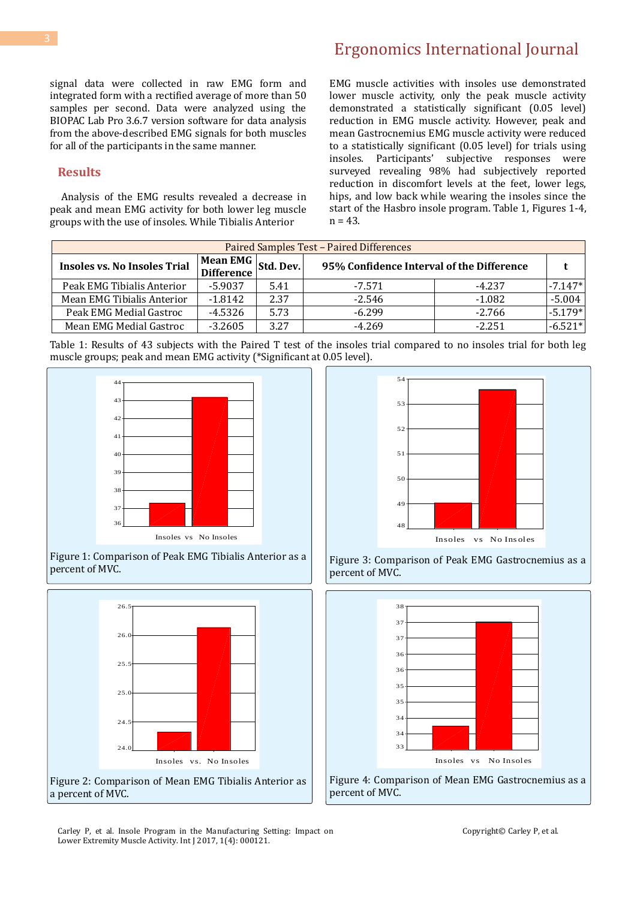signal data were collected in raw EMG form and integrated form with a rectified average of more than 50 samples per second. Data were analyzed using the BIOPAC Lab Pro 3.6.7 version software for data analysis from the above-described EMG signals for both muscles for all of the participants in the same manner.

## Results

Analysis of the EMG results revealed a decrease in peak and mean EMG activity for both lower leg muscle groups with the use of insoles. While Tibialis Anterior EMG muscle activities with insoles use demonstrated lower muscle activity, only the peak muscle activity demonstrated a statistically significant (0.05 level) reduction in EMG muscle activity. However, peak and mean Gastrocnemius EMG muscle activity were reduced to a statistically significant (0.05 level) for trials using insoles. Participants' subjective responses were surveyed revealing 98% had subjectively reported reduction in discomfort levels at the feet, lower legs, hips, and low back while wearing the insoles since the start of the Hasbro insole program. Table 1, Figures 1-4, n = 43.

| Paired Samples Test – Paired Differences | | | | | |
|---|---|---|---|---|---|
| **Insoles vs. No Insoles Trial** | **Mean EMG Difference** | **Std. Dev.** | **95% Confidence Interval of the Difference** | | **t** |
| Peak EMG Tibialis Anterior | -5.9037 | 5.41 | -7.571 | -4.237 | -7.147* |
| Mean EMG Tibialis Anterior | -1.8142 | 2.37 | -2.546 | -1.082 | -5.004 |
| Peak EMG Medial Gastroc | -4.5326 | 5.73 | -6.299 | -2.766 | -5.179* |
| Mean EMG Medial Gastroc | -3.2605 | 3.27 | -4.269 | -2.251 | -6.521* |

Table 1: Results of 43 subjects with the Paired T test of the insoles trial compared to no insoles trial for both leg muscle groups; peak and mean EMG activity (*Significant at 0.05 level).

Figure 1: Comparison of Peak EMG Tibialis Anterior as a percent of MVC.

Figure 2: Comparison of Mean EMG Tibialis Anterior as a percent of MVC.

Figure 3: Comparison of Peak EMG Gastrocnemius as a percent of MVC.

Figure 4: Comparison of Mean EMG Gastrocnemius as a percent of MVC.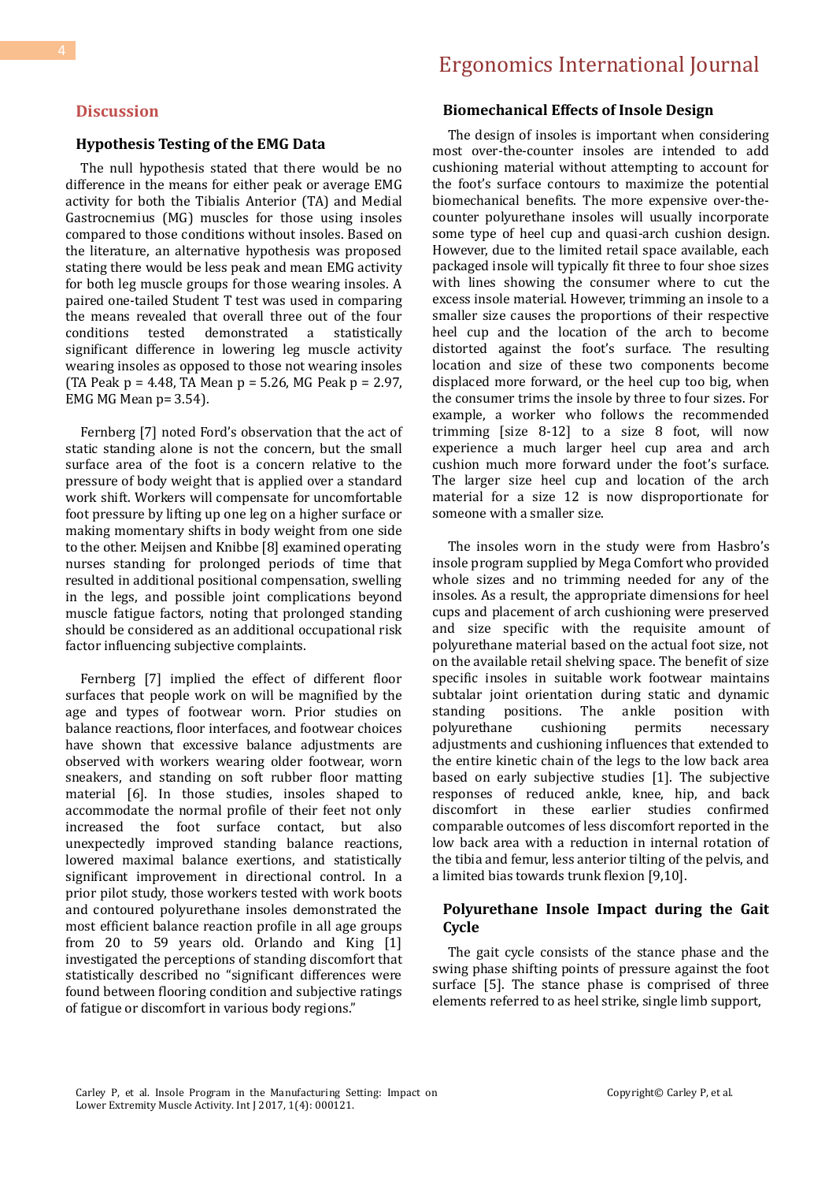## Discussion

### Hypothesis Testing of the EMG Data

The null hypothesis stated that there would be no difference in the means for either peak or average EMG activity for both the Tibialis Anterior (TA) and Medial Gastrocnemius (MG) muscles for those using insoles compared to those conditions without insoles. Based on the literature, an alternative hypothesis was proposed stating there would be less peak and mean EMG activity for both leg muscle groups for those wearing insoles. A paired one-tailed Student T test was used in comparing the means revealed that overall three out of the four conditions tested demonstrated a statistically significant difference in lowering leg muscle activity wearing insoles as opposed to those not wearing insoles (TA Peak $p = 4.48$, TA Mean $p = 5.26$, MG Peak $p = 2.97$, EMG MG Mean $p = 3.54$).

Fernberg [7] noted Ford's observation that the act of static standing alone is not the concern, but the small surface area of the foot is a concern relative to the pressure of body weight that is applied over a standard work shift. Workers will compensate for uncomfortable foot pressure by lifting up one leg on a higher surface or making momentary shifts in body weight from one side to the other. Meijsen and Knibbe [8] examined operating nurses standing for prolonged periods of time that resulted in additional positional compensation, swelling in the legs, and possible joint complications beyond muscle fatigue factors, noting that prolonged standing should be considered as an additional occupational risk factor influencing subjective complaints.

Fernberg [7] implied the effect of different floor surfaces that people work on will be magnified by the age and types of footwear worn. Prior studies on balance reactions, floor interfaces, and footwear choices have shown that excessive balance adjustments are observed with workers wearing older footwear, worn sneakers, and standing on soft rubber floor matting material [6]. In those studies, insoles shaped to accommodate the normal profile of their feet not only increased the foot surface contact, but also unexpectedly improved standing balance reactions, lowered maximal balance exertions, and statistically significant improvement in directional control. In a prior pilot study, those workers tested with work boots and contoured polyurethane insoles demonstrated the most efficient balance reaction profile in all age groups from 20 to 59 years old. Orlando and King [1] investigated the perceptions of standing discomfort that statistically described no "significant differences were found between flooring condition and subjective ratings of fatigue or discomfort in various body regions."

### Biomechanical Effects of Insole Design

The design of insoles is important when considering most over-the-counter insoles are intended to add cushioning material without attempting to account for the foot's surface contours to maximize the potential biomechanical benefits. The more expensive over-the-counter polyurethane insoles will usually incorporate some type of heel cup and quasi-arch cushion design. However, due to the limited retail space available, each packaged insole will typically fit three to four shoe sizes with lines showing the consumer where to cut the excess insole material. However, trimming an insole to a smaller size causes the proportions of their respective heel cup and the location of the arch to become distorted against the foot's surface. The resulting location and size of these two components become displaced more forward, or the heel cup too big, when the consumer trims the insole by three to four sizes. For example, a worker who follows the recommended trimming [size 8-12] to a size 8 foot, will now experience a much larger heel cup area and arch cushion much more forward under the foot's surface. The larger size heel cup and location of the arch material for a size 12 is now disproportionate for someone with a smaller size.

The insoles worn in the study were from Hasbro's insole program supplied by Mega Comfort who provided whole sizes and no trimming needed for any of the insoles. As a result, the appropriate dimensions for heel cups and placement of arch cushioning were preserved and size specific with the requisite amount of polyurethane material based on the actual foot size, not on the available retail shelving space. The benefit of size specific insoles in suitable work footwear maintains subtalar joint orientation during static and dynamic standing positions. The ankle position with polyurethane cushioning permits necessary adjustments and cushioning influences that extended to the entire kinetic chain of the legs to the low back area based on early subjective studies [1]. The subjective responses of reduced ankle, knee, hip, and back discomfort in these earlier studies confirmed comparable outcomes of less discomfort reported in the low back area with a reduction in internal rotation of the tibia and femur, less anterior tilting of the pelvis, and a limited bias towards trunk flexion [9,10].

### Polyurethane Insole Impact during the Gait Cycle

The gait cycle consists of the stance phase and the swing phase shifting points of pressure against the foot surface [5]. The stance phase is comprised of three elements referred to as heel strike, single limb support,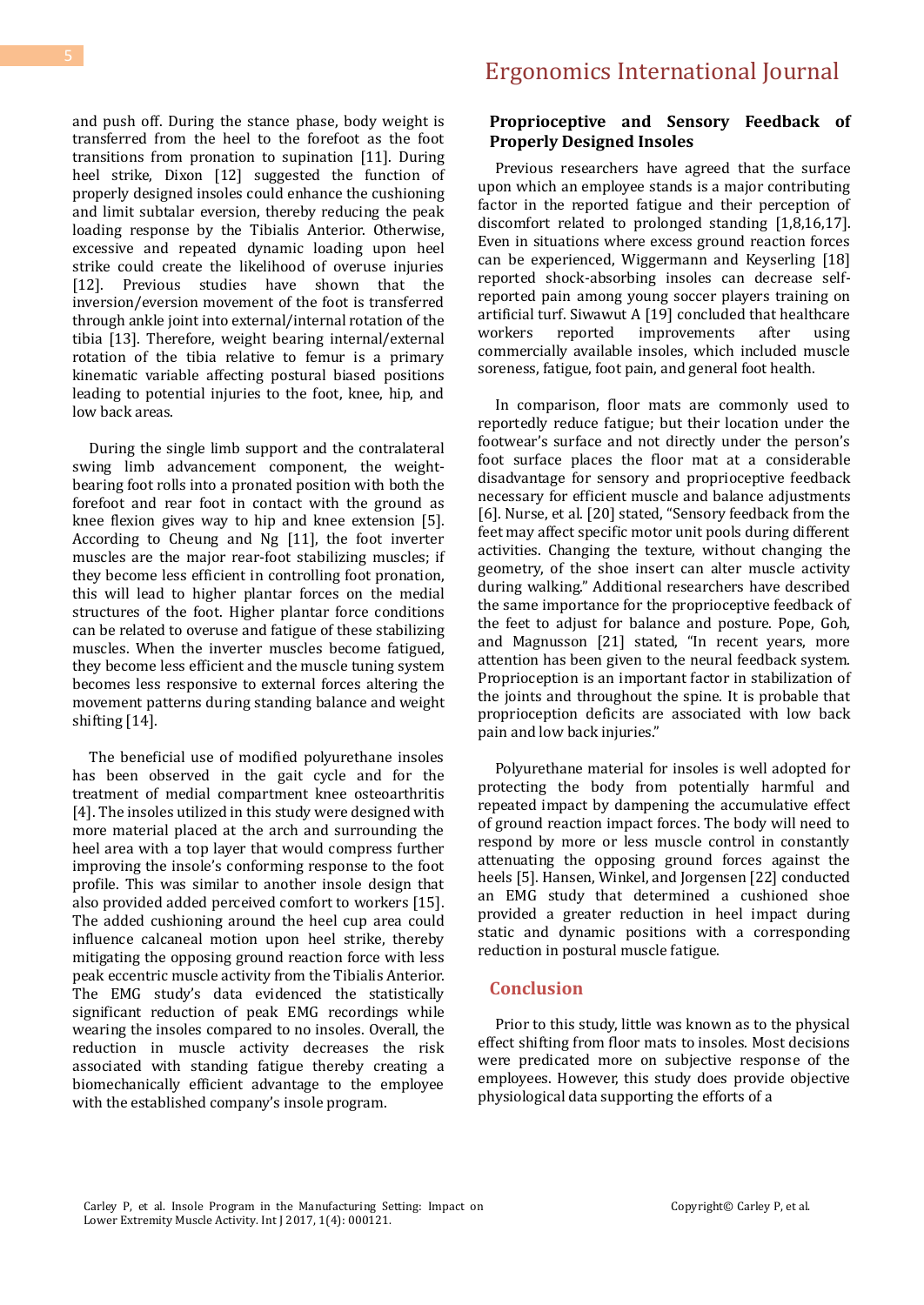and push off. During the stance phase, body weight is transferred from the heel to the forefoot as the foot transitions from pronation to supination [11]. During heel strike, Dixon [12] suggested the function of properly designed insoles could enhance the cushioning and limit subtalar eversion, thereby reducing the peak loading response by the Tibialis Anterior. Otherwise, excessive and repeated dynamic loading upon heel strike could create the likelihood of overuse injuries [12]. Previous studies have shown that the inversion/eversion movement of the foot is transferred through ankle joint into external/internal rotation of the tibia [13]. Therefore, weight bearing internal/external rotation of the tibia relative to femur is a primary kinematic variable affecting postural biased positions leading to potential injuries to the foot, knee, hip, and low back areas.

During the single limb support and the contralateral swing limb advancement component, the weight-bearing foot rolls into a pronated position with both the forefoot and rear foot in contact with the ground as knee flexion gives way to hip and knee extension [5]. According to Cheung and Ng [11], the foot inverter muscles are the major rear-foot stabilizing muscles; if they become less efficient in controlling foot pronation, this will lead to higher plantar forces on the medial structures of the foot. Higher plantar force conditions can be related to overuse and fatigue of these stabilizing muscles. When the inverter muscles become fatigued, they become less efficient and the muscle tuning system becomes less responsive to external forces altering the movement patterns during standing balance and weight shifting [14].

The beneficial use of modified polyurethane insoles has been observed in the gait cycle and for the treatment of medial compartment knee osteoarthritis [4]. The insoles utilized in this study were designed with more material placed at the arch and surrounding the heel area with a top layer that would compress further improving the insole's conforming response to the foot profile. This was similar to another insole design that also provided added perceived comfort to workers [15]. The added cushioning around the heel cup area could influence calcaneal motion upon heel strike, thereby mitigating the opposing ground reaction force with less peak eccentric muscle activity from the Tibialis Anterior. The EMG study's data evidenced the statistically significant reduction of peak EMG recordings while wearing the insoles compared to no insoles. Overall, the reduction in muscle activity decreases the risk associated with standing fatigue thereby creating a biomechanically efficient advantage to the employee with the established company's insole program.

### Proprioceptive and Sensory Feedback of Properly Designed Insoles

Previous researchers have agreed that the surface upon which an employee stands is a major contributing factor in the reported fatigue and their perception of discomfort related to prolonged standing [1,8,16,17]. Even in situations where excess ground reaction forces can be experienced, Wiggermann and Keyserling [18] reported shock-absorbing insoles can decrease self-reported pain among young soccer players training on artificial turf. Siwawut A [19] concluded that healthcare workers reported improvements after using commercially available insoles, which included muscle soreness, fatigue, foot pain, and general foot health.

In comparison, floor mats are commonly used to reportedly reduce fatigue; but their location under the footwear's surface and not directly under the person's foot surface places the floor mat at a considerable disadvantage for sensory and proprioceptive feedback necessary for efficient muscle and balance adjustments [6]. Nurse, et al. [20] stated, "Sensory feedback from the feet may affect specific motor unit pools during different activities. Changing the texture, without changing the geometry, of the shoe insert can alter muscle activity during walking." Additional researchers have described the same importance for the proprioceptive feedback of the feet to adjust for balance and posture. Pope, Goh, and Magnusson [21] stated, "In recent years, more attention has been given to the neural feedback system. Proprioception is an important factor in stabilization of the joints and throughout the spine. It is probable that proprioception deficits are associated with low back pain and low back injuries."

Polyurethane material for insoles is well adopted for protecting the body from potentially harmful and repeated impact by dampening the accumulative effect of ground reaction impact forces. The body will need to respond by more or less muscle control in constantly attenuating the opposing ground forces against the heels [5]. Hansen, Winkel, and Jorgensen [22] conducted an EMG study that determined a cushioned shoe provided a greater reduction in heel impact during static and dynamic positions with a corresponding reduction in postural muscle fatigue.

## Conclusion

Prior to this study, little was known as to the physical effect shifting from floor mats to insoles. Most decisions were predicated more on subjective response of the employees. However, this study does provide objective physiological data supporting the efforts of a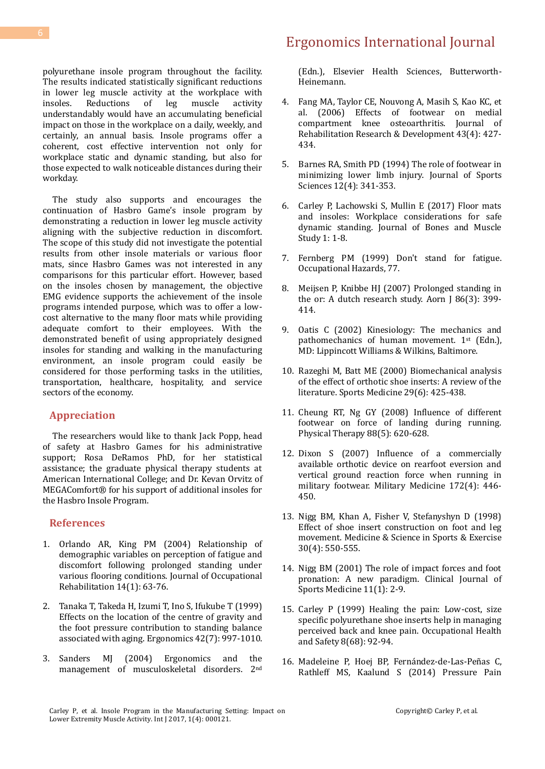polyurethane insole program throughout the facility. The results indicated statistically significant reductions in lower leg muscle activity at the workplace with insoles. Reductions of leg muscle activity understandably would have an accumulating beneficial impact on those in the workplace on a daily, weekly, and certainly, an annual basis. Insole programs offer a coherent, cost effective intervention not only for workplace static and dynamic standing, but also for those expected to walk noticeable distances during their workday.

The study also supports and encourages the continuation of Hasbro Game's insole program by demonstrating a reduction in lower leg muscle activity aligning with the subjective reduction in discomfort. The scope of this study did not investigate the potential results from other insole materials or various floor mats, since Hasbro Games was not interested in any comparisons for this particular effort. However, based on the insoles chosen by management, the objective EMG evidence supports the achievement of the insole programs intended purpose, which was to offer a low-cost alternative to the many floor mats while providing adequate comfort to their employees. With the demonstrated benefit of using appropriately designed insoles for standing and walking in the manufacturing environment, an insole program could easily be considered for those performing tasks in the utilities, transportation, healthcare, hospitality, and service sectors of the economy.

## Appreciation

The researchers would like to thank Jack Popp, head of safety at Hasbro Games for his administrative support; Rosa DeRamos PhD, for her statistical assistance; the graduate physical therapy students at American International College; and Dr. Kevan Orvitz of MEGAComfort® for his support of additional insoles for the Hasbro Insole Program.

## References

1. Orlando AR, King PM (2004) Relationship of demographic variables on perception of fatigue and discomfort following prolonged standing under various flooring conditions. Journal of Occupational Rehabilitation 14(1): 63-76.
2. Tanaka T, Takeda H, Izumi T, Ino S, Ifukube T (1999) Effects on the location of the centre of gravity and the foot pressure contribution to standing balance associated with aging. Ergonomics 42(7): 997-1010.
3. Sanders MJ (2004) Ergonomics and the management of musculoskeletal disorders. 2nd (Edn.), Elsevier Health Sciences, Butterworth-Heinemann.
4. Fang MA, Taylor CE, Nouvong A, Masih S, Kao KC, et al. (2006) Effects of footwear on medial compartment knee osteoarthritis. Journal of Rehabilitation Research & Development 43(4): 427-434.
5. Barnes RA, Smith PD (1994) The role of footwear in minimizing lower limb injury. Journal of Sports Sciences 12(4): 341-353.
6. Carley P, Lachowski S, Mullin E (2017) Floor mats and insoles: Workplace considerations for safe dynamic standing. Journal of Bones and Muscle Study 1: 1-8.
7. Fernberg PM (1999) Don't stand for fatigue. Occupational Hazards, 77.
8. Meijsen P, Knibbe HJ (2007) Prolonged standing in the or: A dutch research study. Aorn J 86(3): 399-414.
9. Oatis C (2002) Kinesiology: The mechanics and pathomechanics of human movement. 1st (Edn.), MD: Lippincott Williams & Wilkins, Baltimore.
10. Razeghi M, Batt ME (2000) Biomechanical analysis of the effect of orthotic shoe inserts: A review of the literature. Sports Medicine 29(6): 425-438.
11. Cheung RT, Ng GY (2008) Influence of different footwear on force of landing during running. Physical Therapy 88(5): 620-628.
12. Dixon S (2007) Influence of a commercially available orthotic device on rearfoot eversion and vertical ground reaction force when running in military footwear. Military Medicine 172(4): 446-450.
13. Nigg BM, Khan A, Fisher V, Stefanyshyn D (1998) Effect of shoe insert construction on foot and leg movement. Medicine & Science in Sports & Exercise 30(4): 550-555.
14. Nigg BM (2001) The role of impact forces and foot pronation: A new paradigm. Clinical Journal of Sports Medicine 11(1): 2-9.
15. Carley P (1999) Healing the pain: Low-cost, size specific polyurethane shoe inserts help in managing perceived back and knee pain. Occupational Health and Safety 8(68): 92-94.
16. Madeleine P, Hoej BP, Fernández-de-Las-Peñas C, Rathleff MS, Kaalund S (2014) Pressure Pain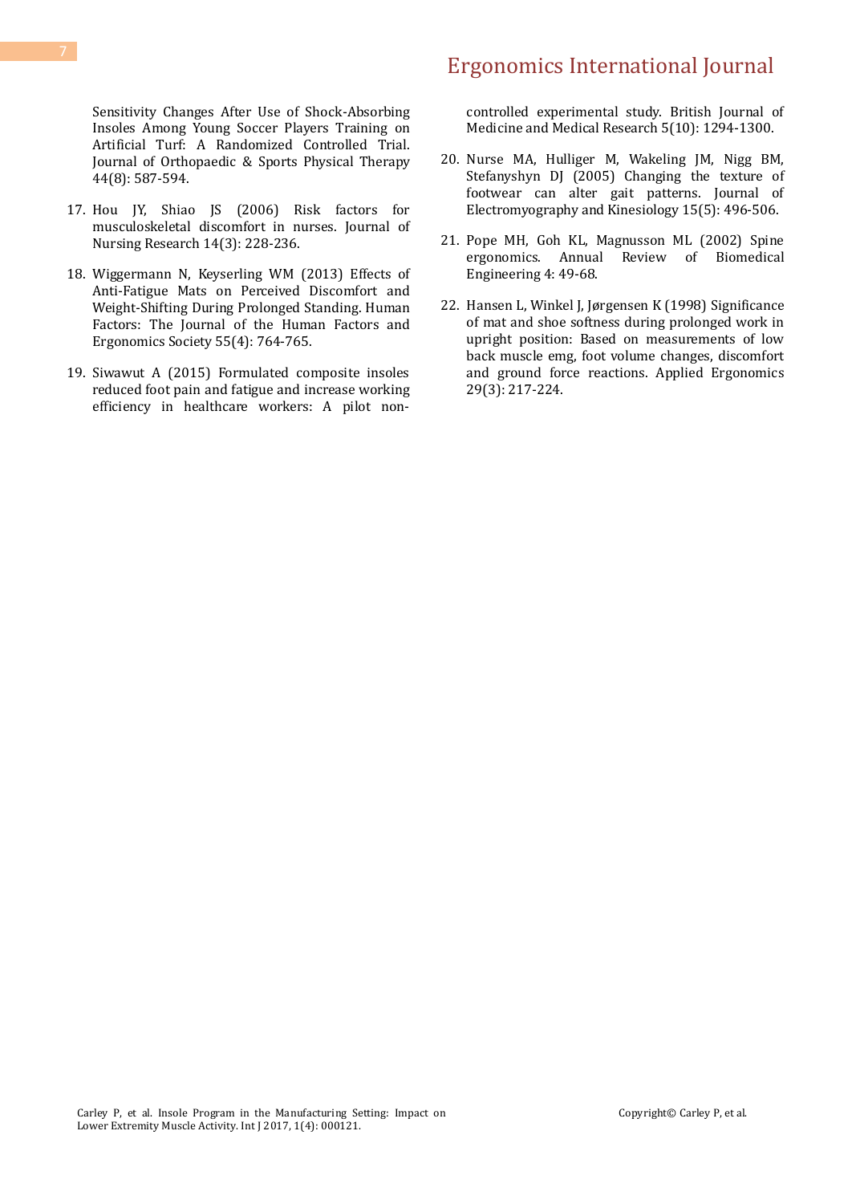Sensitivity Changes After Use of Shock-Absorbing Insoles Among Young Soccer Players Training on Artificial Turf: A Randomized Controlled Trial. Journal of Orthopaedic & Sports Physical Therapy 44(8): 587-594.

17. Hou JY, Shiao JS (2006) Risk factors for musculoskeletal discomfort in nurses. Journal of Nursing Research 14(3): 228-236.

18. Wiggermann N, Keyserling WM (2013) Effects of Anti-Fatigue Mats on Perceived Discomfort and Weight-Shifting During Prolonged Standing. Human Factors: The Journal of the Human Factors and Ergonomics Society 55(4): 764-765.

19. Siwawut A (2015) Formulated composite insoles reduced foot pain and fatigue and increase working efficiency in healthcare workers: A pilot non-controlled experimental study. British Journal of Medicine and Medical Research 5(10): 1294-1300.

20. Nurse MA, Hulliger M, Wakeling JM, Nigg BM, Stefanyshyn DJ (2005) Changing the texture of footwear can alter gait patterns. Journal of Electromyography and Kinesiology 15(5): 496-506.

21. Pope MH, Goh KL, Magnusson ML (2002) Spine ergonomics. Annual Review of Biomedical Engineering 4: 49-68.

22. Hansen L, Winkel J, Jørgensen K (1998) Significance of mat and shoe softness during prolonged work in upright position: Based on measurements of low back muscle emg, foot volume changes, discomfort and ground force reactions. Applied Ergonomics 29(3): 217-224.